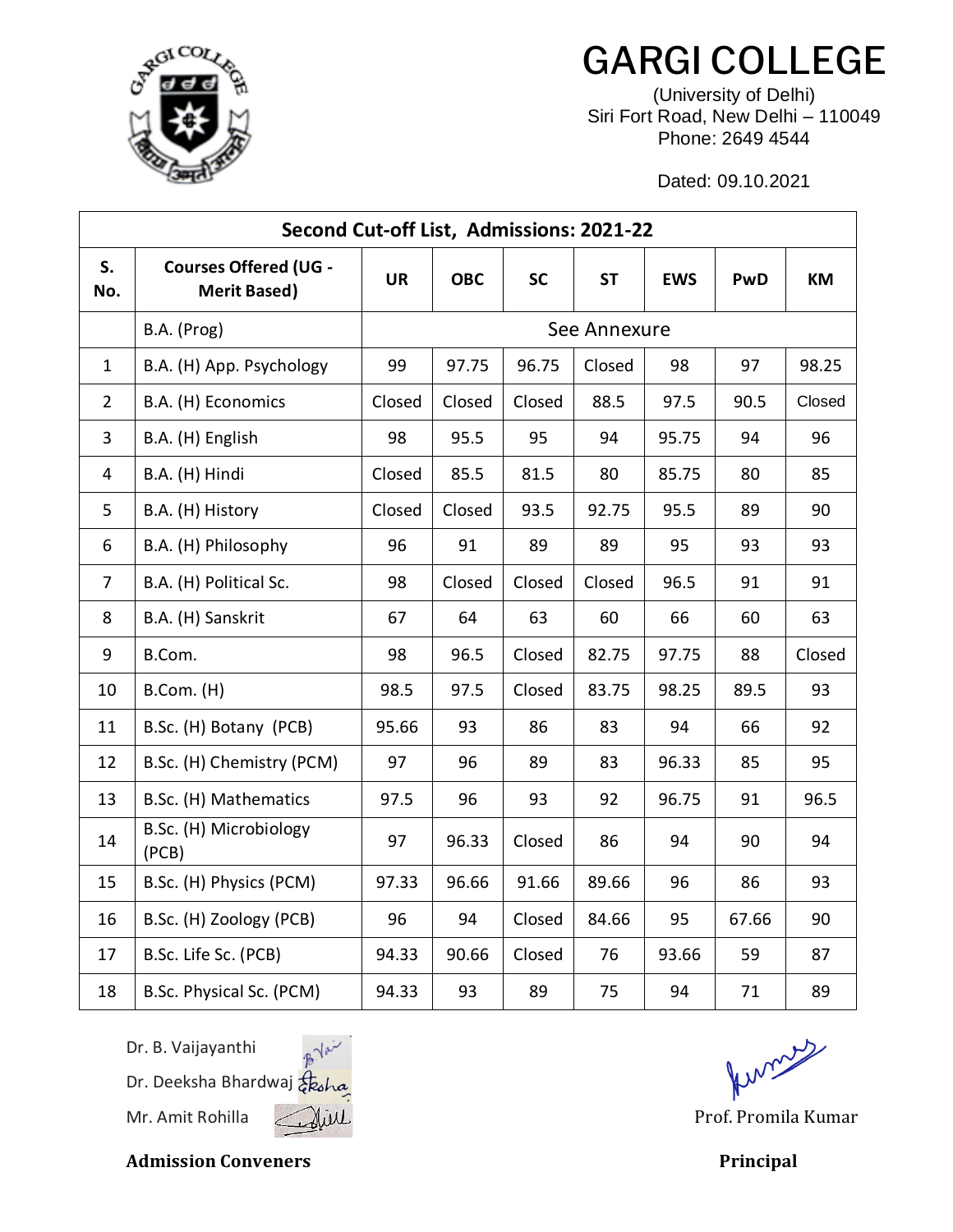# GARGI COLLEGE

(University of Delhi)
Siri Fort Road, New Delhi – 110049
Phone: 2649 4544

Dated: 09.10.2021

**Second Cut-off List, Admissions: 2021-22**

| S. No. | Courses Offered (UG - Merit Based) | UR | OBC | SC | ST | EWS | PwD | KM |
|---|---|---|---|---|---|---|---|---|
| | B.A. (Prog) | See Annexure | | | | | | |
| 1 | B.A. (H) App. Psychology | 99 | 97.75 | 96.75 | Closed | 98 | 97 | 98.25 |
| 2 | B.A. (H) Economics | Closed | Closed | Closed | 88.5 | 97.5 | 90.5 | Closed |
| 3 | B.A. (H) English | 98 | 95.5 | 95 | 94 | 95.75 | 94 | 96 |
| 4 | B.A. (H) Hindi | Closed | 85.5 | 81.5 | 80 | 85.75 | 80 | 85 |
| 5 | B.A. (H) History | Closed | Closed | 93.5 | 92.75 | 95.5 | 89 | 90 |
| 6 | B.A. (H) Philosophy | 96 | 91 | 89 | 89 | 95 | 93 | 93 |
| 7 | B.A. (H) Political Sc. | 98 | Closed | Closed | Closed | 96.5 | 91 | 91 |
| 8 | B.A. (H) Sanskrit | 67 | 64 | 63 | 60 | 66 | 60 | 63 |
| 9 | B.Com. | 98 | 96.5 | Closed | 82.75 | 97.75 | 88 | Closed |
| 10 | B.Com. (H) | 98.5 | 97.5 | Closed | 83.75 | 98.25 | 89.5 | 93 |
| 11 | B.Sc. (H) Botany (PCB) | 95.66 | 93 | 86 | 83 | 94 | 66 | 92 |
| 12 | B.Sc. (H) Chemistry (PCM) | 97 | 96 | 89 | 83 | 96.33 | 85 | 95 |
| 13 | B.Sc. (H) Mathematics | 97.5 | 96 | 93 | 92 | 96.75 | 91 | 96.5 |
| 14 | B.Sc. (H) Microbiology (PCB) | 97 | 96.33 | Closed | 86 | 94 | 90 | 94 |
| 15 | B.Sc. (H) Physics (PCM) | 97.33 | 96.66 | 91.66 | 89.66 | 96 | 86 | 93 |
| 16 | B.Sc. (H) Zoology (PCB) | 96 | 94 | Closed | 84.66 | 95 | 67.66 | 90 |
| 17 | B.Sc. Life Sc. (PCB) | 94.33 | 90.66 | Closed | 76 | 93.66 | 59 | 87 |
| 18 | B.Sc. Physical Sc. (PCM) | 94.33 | 93 | 89 | 75 | 94 | 71 | 89 |

Dr. B. Vaijayanthi
Dr. Deeksha Bhardwaj
Mr. Amit Rohilla

**Admission Conveners**

Prof. Promila Kumar

**Principal**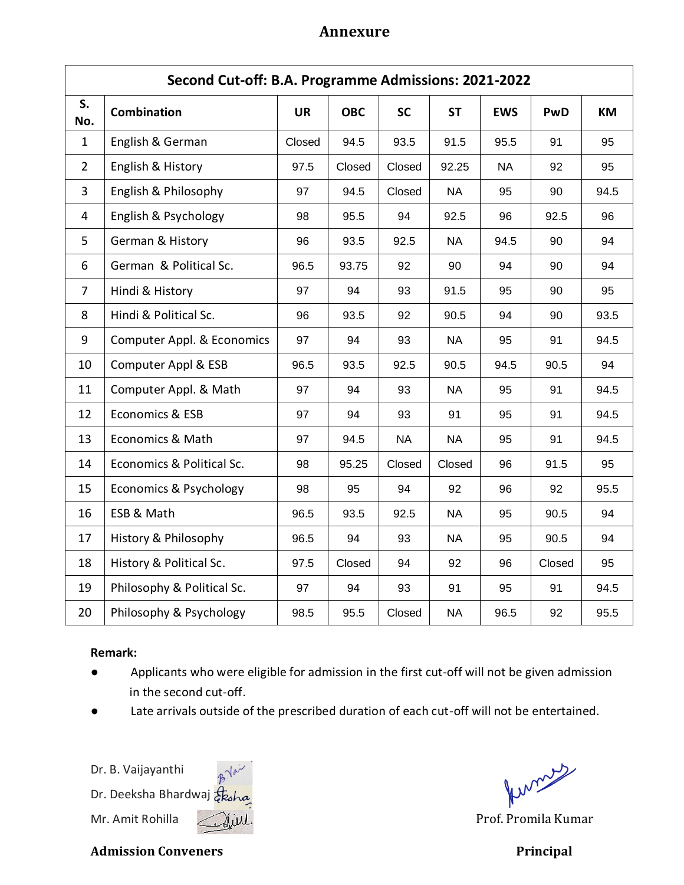# Annexure

| Second Cut-off: B.A. Programme Admissions: 2021-2022 | | | | | | | | |
|---|---|---|---|---|---|---|---|---|
| S. No. | Combination | UR | OBC | SC | ST | EWS | PwD | KM |
| 1 | English & German | Closed | 94.5 | 93.5 | 91.5 | 95.5 | 91 | 95 |
| 2 | English & History | 97.5 | Closed | Closed | 92.25 | NA | 92 | 95 |
| 3 | English & Philosophy | 97 | 94.5 | Closed | NA | 95 | 90 | 94.5 |
| 4 | English & Psychology | 98 | 95.5 | 94 | 92.5 | 96 | 92.5 | 96 |
| 5 | German & History | 96 | 93.5 | 92.5 | NA | 94.5 | 90 | 94 |
| 6 | German & Political Sc. | 96.5 | 93.75 | 92 | 90 | 94 | 90 | 94 |
| 7 | Hindi & History | 97 | 94 | 93 | 91.5 | 95 | 90 | 95 |
| 8 | Hindi & Political Sc. | 96 | 93.5 | 92 | 90.5 | 94 | 90 | 93.5 |
| 9 | Computer Appl. & Economics | 97 | 94 | 93 | NA | 95 | 91 | 94.5 |
| 10 | Computer Appl & ESB | 96.5 | 93.5 | 92.5 | 90.5 | 94.5 | 90.5 | 94 |
| 11 | Computer Appl. & Math | 97 | 94 | 93 | NA | 95 | 91 | 94.5 |
| 12 | Economics & ESB | 97 | 94 | 93 | 91 | 95 | 91 | 94.5 |
| 13 | Economics & Math | 97 | 94.5 | NA | NA | 95 | 91 | 94.5 |
| 14 | Economics & Political Sc. | 98 | 95.25 | Closed | Closed | 96 | 91.5 | 95 |
| 15 | Economics & Psychology | 98 | 95 | 94 | 92 | 96 | 92 | 95.5 |
| 16 | ESB & Math | 96.5 | 93.5 | 92.5 | NA | 95 | 90.5 | 94 |
| 17 | History & Philosophy | 96.5 | 94 | 93 | NA | 95 | 90.5 | 94 |
| 18 | History & Political Sc. | 97.5 | Closed | 94 | 92 | 96 | Closed | 95 |
| 19 | Philosophy & Political Sc. | 97 | 94 | 93 | 91 | 95 | 91 | 94.5 |
| 20 | Philosophy & Psychology | 98.5 | 95.5 | Closed | NA | 96.5 | 92 | 95.5 |

**Remark:**

- Applicants who were eligible for admission in the first cut-off will not be given admission in the second cut-off.
- Late arrivals outside of the prescribed duration of each cut-off will not be entertained.

Dr. B. Vaijayanthi
Dr. Deeksha Bhardwaj
Mr. Amit Rohilla

**Admission Conveners**

Prof. Promila Kumar

**Principal**